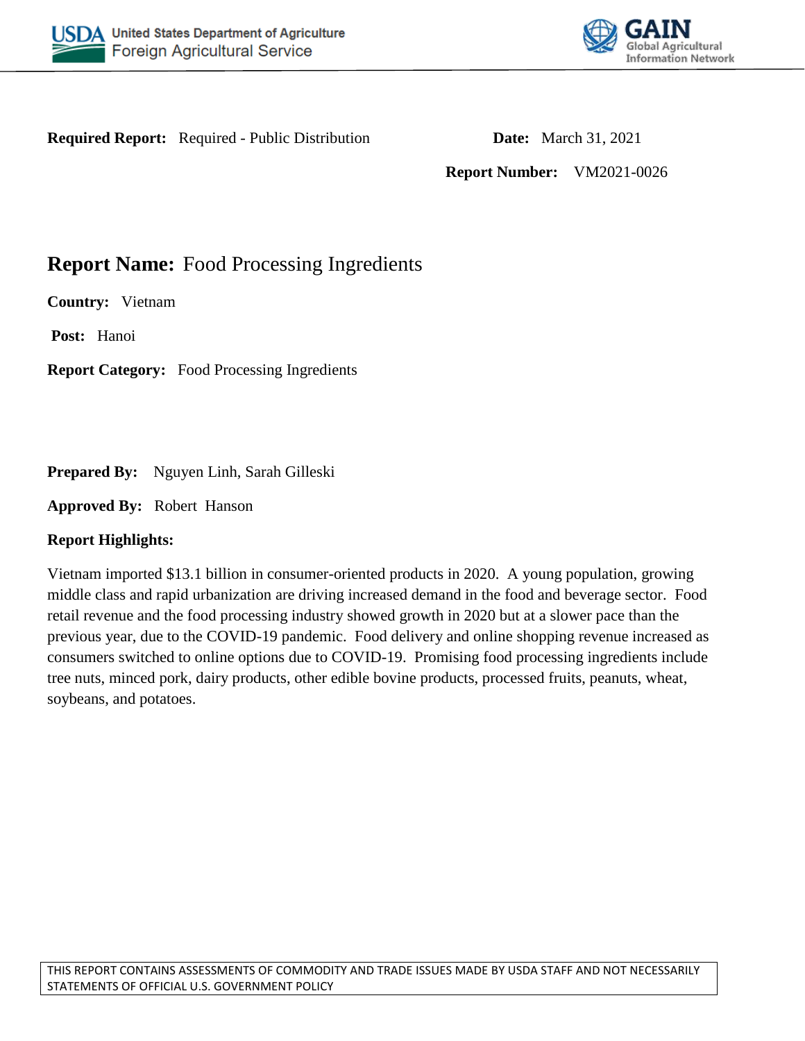**Required Report:** Required - Public Distribution

**Date:** March 31, 2021

**Report Number:** VM2021-0026

# **Report Name:** Food Processing Ingredients

**Country:** Vietnam

**Post:** Hanoi

**Report Category:** Food Processing Ingredients

**Prepared By:** Nguyen Linh, Sarah Gilleski

**Approved By:** Robert Hanson

**Report Highlights:**

Vietnam imported $13.1 billion in consumer-oriented products in 2020. A young population, growing middle class and rapid urbanization are driving increased demand in the food and beverage sector. Food retail revenue and the food processing industry showed growth in 2020 but at a slower pace than the previous year, due to the COVID-19 pandemic. Food delivery and online shopping revenue increased as consumers switched to online options due to COVID-19. Promising food processing ingredients include tree nuts, minced pork, dairy products, other edible bovine products, processed fruits, peanuts, wheat, soybeans, and potatoes.

THIS REPORT CONTAINS ASSESSMENTS OF COMMODITY AND TRADE ISSUES MADE BY USDA STAFF AND NOT NECESSARILY STATEMENTS OF OFFICIAL U.S. GOVERNMENT POLICY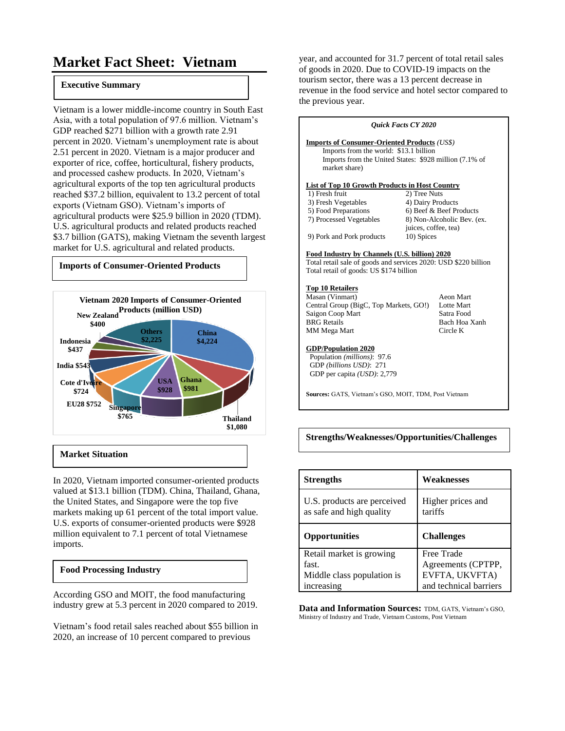# Market Fact Sheet: Vietnam

## Executive Summary

Vietnam is a lower middle-income country in South East Asia, with a total population of 97.6 million. Vietnam's GDP reached $271 billion with a growth rate 2.91 percent in 2020. Vietnam's unemployment rate is about 2.51 percent in 2020. Vietnam is a major producer and exporter of rice, coffee, horticultural, fishery products, and processed cashew products. In 2020, Vietnam's agricultural exports of the top ten agricultural products reached $37.2 billion, equivalent to 13.2 percent of total exports (Vietnam GSO). Vietnam's imports of agricultural products were $25.9 billion in 2020 (TDM). U.S. agricultural products and related products reached $3.7 billion (GATS), making Vietnam the seventh largest market for U.S. agricultural and related products.

## Imports of Consumer-Oriented Products

**Vietnam 2020 Imports of Consumer-Oriented Products (million USD)**

| Country | Value |
|---|---|
| China | $4,224 |
| Thailand | $1,080 |
| Ghana | $981 |
| USA | $928 |
| Singapore | $765 |
| EU28 | $752 |
| Cote d'Ivoire | $724 |
| India | $543 |
| Indonesia | $437 |
| New Zealand | $400 |
| Others | $2,225 |

## Market Situation

In 2020, Vietnam imported consumer-oriented products valued at $13.1 billion (TDM). China, Thailand, Ghana, the United States, and Singapore were the top five markets making up 61 percent of the total import value. U.S. exports of consumer-oriented products were $928 million equivalent to 7.1 percent of total Vietnamese imports.

## Food Processing Industry

According GSO and MOIT, the food manufacturing industry grew at 5.3 percent in 2020 compared to 2019.

Vietnam's food retail sales reached about $55 billion in 2020, an increase of 10 percent compared to previous year, and accounted for 31.7 percent of total retail sales of goods in 2020. Due to COVID-19 impacts on the tourism sector, there was a 13 percent decrease in revenue in the food service and hotel sector compared to the previous year.

### *Quick Facts CY 2020*

**Imports of Consumer-Oriented Products** *(US$)*

Imports from the world: $13.1 billion
Imports from the United States: $928 million (7.1% of market share)

**List of Top 10 Growth Products in Host Country**

| | |
|---|---|
| 1) Fresh fruit | 2) Tree Nuts |
| 3) Fresh Vegetables | 4) Dairy Products |
| 5) Food Preparations | 6) Beef & Beef Products |
| 7) Processed Vegetables | 8) Non-Alcoholic Bev. (ex. juices, coffee, tea) |
| 9) Pork and Pork products | 10) Spices |

**Food Industry by Channels (U.S. billion) 2020**

Total retail sale of goods and services 2020: USD $220 billion
Total retail of goods: US $174 billion

**Top 10 Retailers**

| | |
|---|---|
| Masan (Vinmart) | Aeon Mart |
| Central Group (BigC, Top Markets, GO!) | Lotte Mart |
| Saigon Coop Mart | Satra Food |
| BRG Retails | Bach Hoa Xanh |
| MM Mega Mart | Circle K |

**GDP/Population 2020**

Population *(millions)*: 97.6
GDP *(billions USD)*: 271
GDP per capita *(USD)*: 2,779

**Sources:** GATS, Vietnam's GSO, MOIT, TDM, Post Vietnam

## Strengths/Weaknesses/Opportunities/Challenges

| Strengths | Weaknesses |
|---|---|
| U.S. products are perceived as safe and high quality | Higher prices and tariffs |
| **Opportunities** | **Challenges** |
| Retail market is growing fast.<br>Middle class population is increasing | Free Trade Agreements (CPTPP, EVFTA, UKVFTA) and technical barriers |

**Data and Information Sources:** TDM, GATS, Vietnam's GSO, Ministry of Industry and Trade, Vietnam Customs, Post Vietnam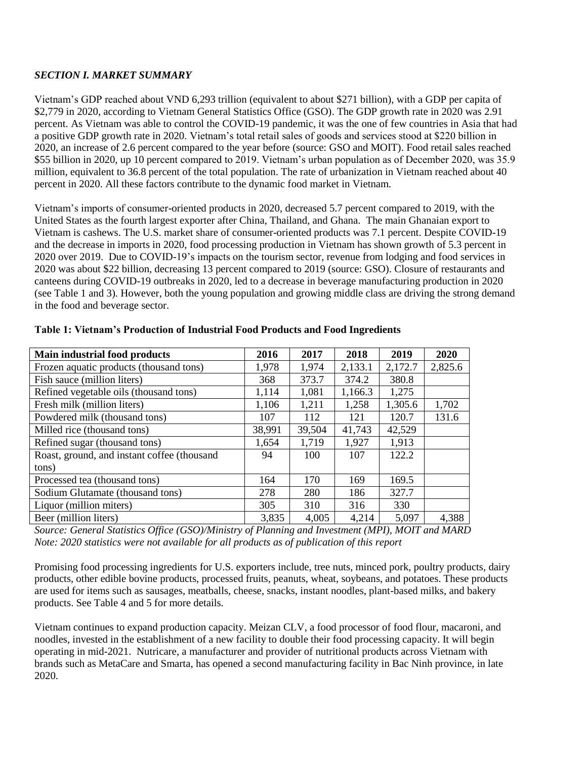***SECTION I. MARKET SUMMARY***

Vietnam's GDP reached about VND 6,293 trillion (equivalent to about $271 billion), with a GDP per capita of $2,779 in 2020, according to Vietnam General Statistics Office (GSO). The GDP growth rate in 2020 was 2.91 percent. As Vietnam was able to control the COVID-19 pandemic, it was the one of few countries in Asia that had a positive GDP growth rate in 2020. Vietnam's total retail sales of goods and services stood at $220 billion in 2020, an increase of 2.6 percent compared to the year before (source: GSO and MOIT). Food retail sales reached $55 billion in 2020, up 10 percent compared to 2019. Vietnam's urban population as of December 2020, was 35.9 million, equivalent to 36.8 percent of the total population. The rate of urbanization in Vietnam reached about 40 percent in 2020. All these factors contribute to the dynamic food market in Vietnam.

Vietnam's imports of consumer-oriented products in 2020, decreased 5.7 percent compared to 2019, with the United States as the fourth largest exporter after China, Thailand, and Ghana. The main Ghanaian export to Vietnam is cashews. The U.S. market share of consumer-oriented products was 7.1 percent. Despite COVID-19 and the decrease in imports in 2020, food processing production in Vietnam has shown growth of 5.3 percent in 2020 over 2019. Due to COVID-19's impacts on the tourism sector, revenue from lodging and food services in 2020 was about $22 billion, decreasing 13 percent compared to 2019 (source: GSO). Closure of restaurants and canteens during COVID-19 outbreaks in 2020, led to a decrease in beverage manufacturing production in 2020 (see Table 1 and 3). However, both the young population and growing middle class are driving the strong demand in the food and beverage sector.

**Table 1: Vietnam's Production of Industrial Food Products and Food Ingredients**

| Main industrial food products | 2016 | 2017 | 2018 | 2019 | 2020 |
|---|---|---|---|---|---|
| Frozen aquatic products (thousand tons) | 1,978 | 1,974 | 2,133.1 | 2,172.7 | 2,825.6 |
| Fish sauce (million liters) | 368 | 373.7 | 374.2 | 380.8 | |
| Refined vegetable oils (thousand tons) | 1,114 | 1,081 | 1,166.3 | 1,275 | |
| Fresh milk (million liters) | 1,106 | 1,211 | 1,258 | 1,305.6 | 1,702 |
| Powdered milk (thousand tons) | 107 | 112 | 121 | 120.7 | 131.6 |
| Milled rice (thousand tons) | 38,991 | 39,504 | 41,743 | 42,529 | |
| Refined sugar (thousand tons) | 1,654 | 1,719 | 1,927 | 1,913 | |
| Roast, ground, and instant coffee (thousand tons) | 94 | 100 | 107 | 122.2 | |
| Processed tea (thousand tons) | 164 | 170 | 169 | 169.5 | |
| Sodium Glutamate (thousand tons) | 278 | 280 | 186 | 327.7 | |
| Liquor (million miters) | 305 | 310 | 316 | 330 | |
| Beer (million liters) | 3,835 | 4,005 | 4,214 | 5,097 | 4,388 |

*Source: General Statistics Office (GSO)/Ministry of Planning and Investment (MPI), MOIT and MARD*
*Note: 2020 statistics were not available for all products as of publication of this report*

Promising food processing ingredients for U.S. exporters include, tree nuts, minced pork, poultry products, dairy products, other edible bovine products, processed fruits, peanuts, wheat, soybeans, and potatoes. These products are used for items such as sausages, meatballs, cheese, snacks, instant noodles, plant-based milks, and bakery products. See Table 4 and 5 for more details.

Vietnam continues to expand production capacity. Meizan CLV, a food processor of food flour, macaroni, and noodles, invested in the establishment of a new facility to double their food processing capacity. It will begin operating in mid-2021. Nutricare, a manufacturer and provider of nutritional products across Vietnam with brands such as MetaCare and Smarta, has opened a second manufacturing facility in Bac Ninh province, in late 2020.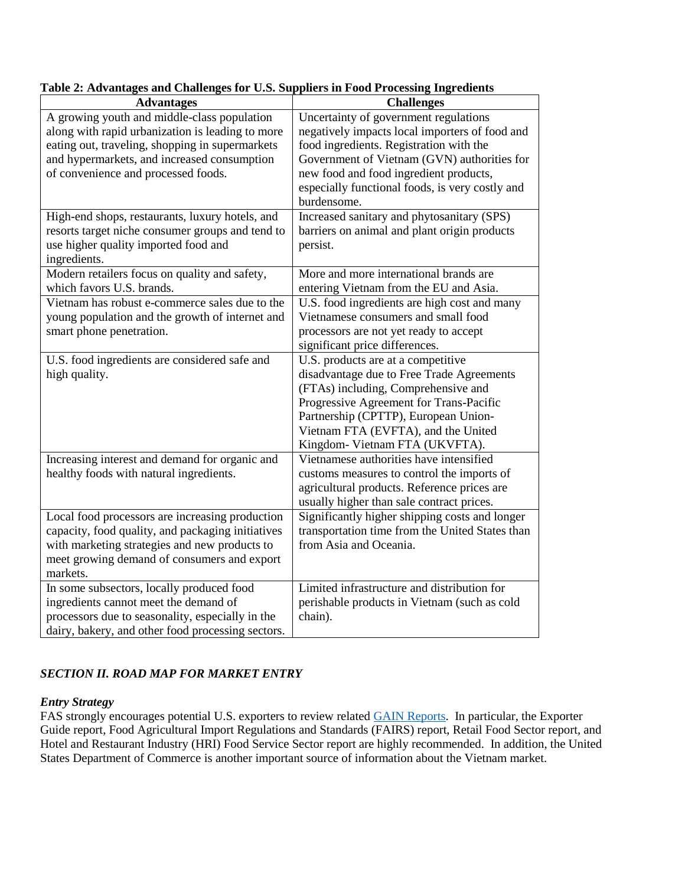**Table 2: Advantages and Challenges for U.S. Suppliers in Food Processing Ingredients**

| Advantages | Challenges |
|---|---|
| A growing youth and middle-class population along with rapid urbanization is leading to more eating out, traveling, shopping in supermarkets and hypermarkets, and increased consumption of convenience and processed foods. | Uncertainty of government regulations negatively impacts local importers of food and food ingredients. Registration with the Government of Vietnam (GVN) authorities for new food and food ingredient products, especially functional foods, is very costly and burdensome. |
| High-end shops, restaurants, luxury hotels, and resorts target niche consumer groups and tend to use higher quality imported food and ingredients. | Increased sanitary and phytosanitary (SPS) barriers on animal and plant origin products persist. |
| Modern retailers focus on quality and safety, which favors U.S. brands. | More and more international brands are entering Vietnam from the EU and Asia. |
| Vietnam has robust e-commerce sales due to the young population and the growth of internet and smart phone penetration. | U.S. food ingredients are high cost and many Vietnamese consumers and small food processors are not yet ready to accept significant price differences. |
| U.S. food ingredients are considered safe and high quality. | U.S. products are at a competitive disadvantage due to Free Trade Agreements (FTAs) including, Comprehensive and Progressive Agreement for Trans-Pacific Partnership (CPTTP), European Union-Vietnam FTA (EVFTA), and the United Kingdom- Vietnam FTA (UKVFTA). |
| Increasing interest and demand for organic and healthy foods with natural ingredients. | Vietnamese authorities have intensified customs measures to control the imports of agricultural products. Reference prices are usually higher than sale contract prices. |
| Local food processors are increasing production capacity, food quality, and packaging initiatives with marketing strategies and new products to meet growing demand of consumers and export markets. | Significantly higher shipping costs and longer transportation time from the United States than from Asia and Oceania. |
| In some subsectors, locally produced food ingredients cannot meet the demand of processors due to seasonality, especially in the dairy, bakery, and other food processing sectors. | Limited infrastructure and distribution for perishable products in Vietnam (such as cold chain). |

## *SECTION II. ROAD MAP FOR MARKET ENTRY*

### *Entry Strategy*

FAS strongly encourages potential U.S. exporters to review related [GAIN Reports](). In particular, the Exporter Guide report, Food Agricultural Import Regulations and Standards (FAIRS) report, Retail Food Sector report, and Hotel and Restaurant Industry (HRI) Food Service Sector report are highly recommended. In addition, the United States Department of Commerce is another important source of information about the Vietnam market.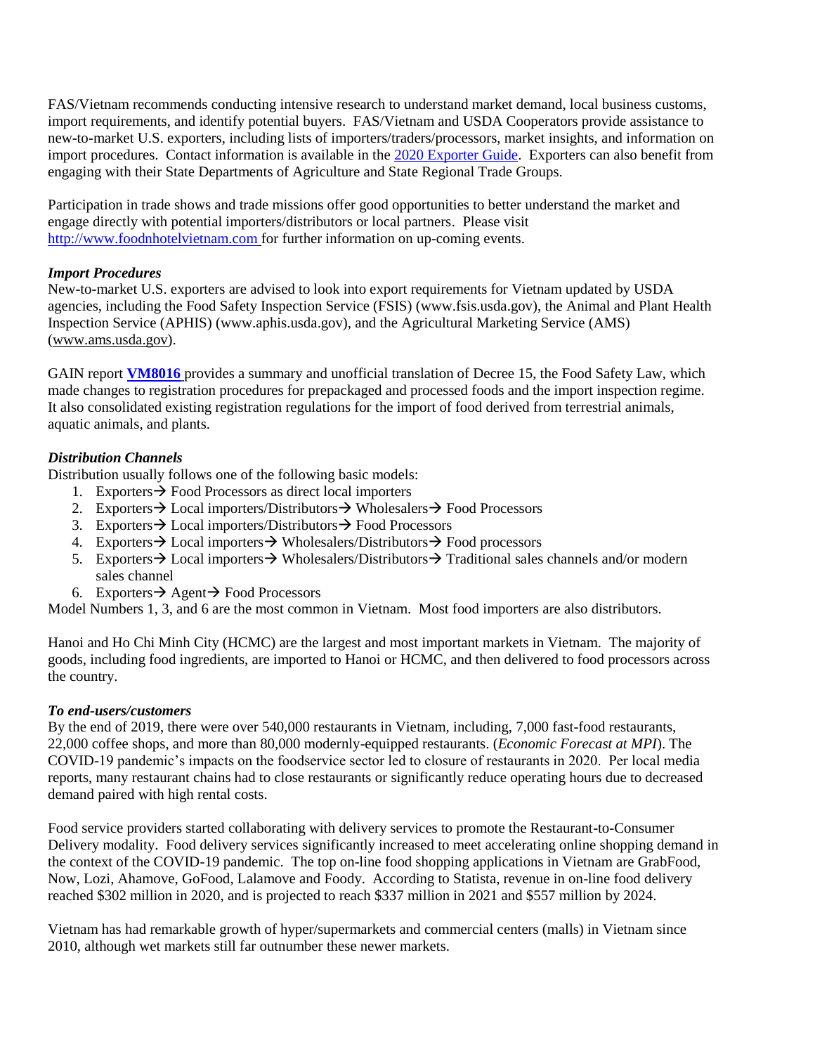FAS/Vietnam recommends conducting intensive research to understand market demand, local business customs, import requirements, and identify potential buyers. FAS/Vietnam and USDA Cooperators provide assistance to new-to-market U.S. exporters, including lists of importers/traders/processors, market insights, and information on import procedures. Contact information is available in the [2020 Exporter Guide](). Exporters can also benefit from engaging with their State Departments of Agriculture and State Regional Trade Groups.

Participation in trade shows and trade missions offer good opportunities to better understand the market and engage directly with potential importers/distributors or local partners. Please visit [http://www.foodnhotelvietnam.com](http://www.foodnhotelvietnam.com) for further information on up-coming events.

***Import Procedures***
New-to-market U.S. exporters are advised to look into export requirements for Vietnam updated by USDA agencies, including the Food Safety Inspection Service (FSIS) (www.fsis.usda.gov), the Animal and Plant Health Inspection Service (APHIS) (www.aphis.usda.gov), and the Agricultural Marketing Service (AMS) (www.ams.usda.gov).

GAIN report **[VM8016]()** provides a summary and unofficial translation of Decree 15, the Food Safety Law, which made changes to registration procedures for prepackaged and processed foods and the import inspection regime. It also consolidated existing registration regulations for the import of food derived from terrestrial animals, aquatic animals, and plants.

***Distribution Channels***
Distribution usually follows one of the following basic models:

1. Exporters→ Food Processors as direct local importers
2. Exporters→ Local importers/Distributors→ Wholesalers→ Food Processors
3. Exporters→ Local importers/Distributors→ Food Processors
4. Exporters→ Local importers→ Wholesalers/Distributors→ Food processors
5. Exporters→ Local importers→ Wholesalers/Distributors→ Traditional sales channels and/or modern sales channel
6. Exporters→ Agent→ Food Processors

Model Numbers 1, 3, and 6 are the most common in Vietnam. Most food importers are also distributors.

Hanoi and Ho Chi Minh City (HCMC) are the largest and most important markets in Vietnam. The majority of goods, including food ingredients, are imported to Hanoi or HCMC, and then delivered to food processors across the country.

***To end-users/customers***
By the end of 2019, there were over 540,000 restaurants in Vietnam, including, 7,000 fast-food restaurants, 22,000 coffee shops, and more than 80,000 modernly-equipped restaurants. (*Economic Forecast at MPI*). The COVID-19 pandemic's impacts on the foodservice sector led to closure of restaurants in 2020. Per local media reports, many restaurant chains had to close restaurants or significantly reduce operating hours due to decreased demand paired with high rental costs.

Food service providers started collaborating with delivery services to promote the Restaurant-to-Consumer Delivery modality. Food delivery services significantly increased to meet accelerating online shopping demand in the context of the COVID-19 pandemic. The top on-line food shopping applications in Vietnam are GrabFood, Now, Lozi, Ahamove, GoFood, Lalamove and Foody. According to Statista, revenue in on-line food delivery reached $302 million in 2020, and is projected to reach $337 million in 2021 and $557 million by 2024.

Vietnam has had remarkable growth of hyper/supermarkets and commercial centers (malls) in Vietnam since 2010, although wet markets still far outnumber these newer markets.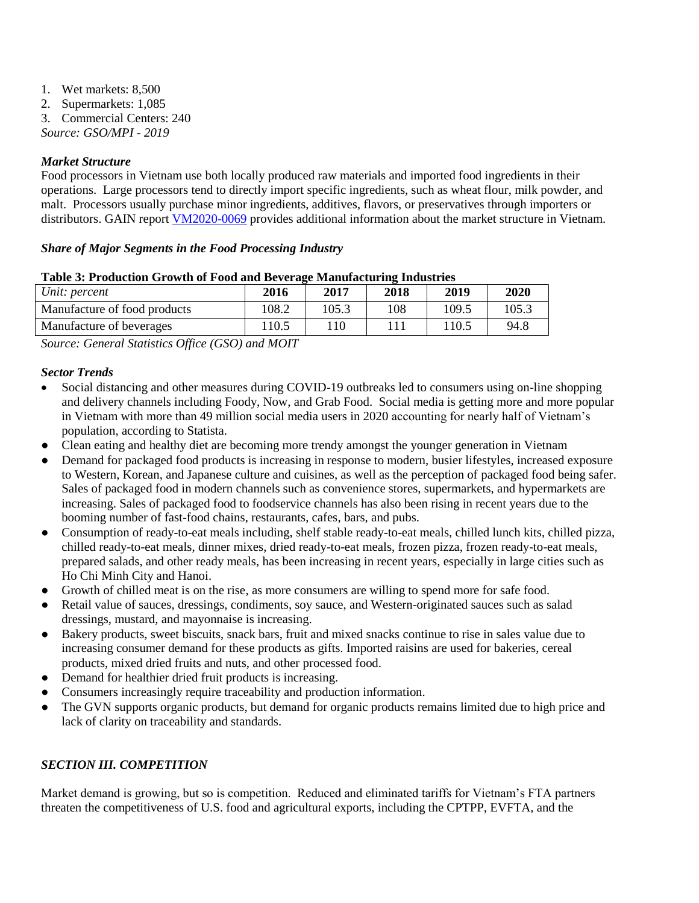1. Wet markets: 8,500
2. Supermarkets: 1,085
3. Commercial Centers: 240

*Source: GSO/MPI - 2019*

***Market Structure***

Food processors in Vietnam use both locally produced raw materials and imported food ingredients in their operations. Large processors tend to directly import specific ingredients, such as wheat flour, milk powder, and malt. Processors usually purchase minor ingredients, additives, flavors, or preservatives through importers or distributors. GAIN report VM2020-0069 provides additional information about the market structure in Vietnam.

***Share of Major Segments in the Food Processing Industry***

**Table 3: Production Growth of Food and Beverage Manufacturing Industries**

| *Unit: percent* | **2016** | **2017** | **2018** | **2019** | **2020** |
|---|---|---|---|---|---|
| Manufacture of food products | 108.2 | 105.3 | 108 | 109.5 | 105.3 |
| Manufacture of beverages | 110.5 | 110 | 111 | 110.5 | 94.8 |

*Source: General Statistics Office (GSO) and MOIT*

***Sector Trends***

- Social distancing and other measures during COVID-19 outbreaks led to consumers using on-line shopping and delivery channels including Foody, Now, and Grab Food. Social media is getting more and more popular in Vietnam with more than 49 million social media users in 2020 accounting for nearly half of Vietnam's population, according to Statista.
- Clean eating and healthy diet are becoming more trendy amongst the younger generation in Vietnam
- Demand for packaged food products is increasing in response to modern, busier lifestyles, increased exposure to Western, Korean, and Japanese culture and cuisines, as well as the perception of packaged food being safer. Sales of packaged food in modern channels such as convenience stores, supermarkets, and hypermarkets are increasing. Sales of packaged food to foodservice channels has also been rising in recent years due to the booming number of fast-food chains, restaurants, cafes, bars, and pubs.
- Consumption of ready-to-eat meals including, shelf stable ready-to-eat meals, chilled lunch kits, chilled pizza, chilled ready-to-eat meals, dinner mixes, dried ready-to-eat meals, frozen pizza, frozen ready-to-eat meals, prepared salads, and other ready meals, has been increasing in recent years, especially in large cities such as Ho Chi Minh City and Hanoi.
- Growth of chilled meat is on the rise, as more consumers are willing to spend more for safe food.
- Retail value of sauces, dressings, condiments, soy sauce, and Western-originated sauces such as salad dressings, mustard, and mayonnaise is increasing.
- Bakery products, sweet biscuits, snack bars, fruit and mixed snacks continue to rise in sales value due to increasing consumer demand for these products as gifts. Imported raisins are used for bakeries, cereal products, mixed dried fruits and nuts, and other processed food.
- Demand for healthier dried fruit products is increasing.
- Consumers increasingly require traceability and production information.
- The GVN supports organic products, but demand for organic products remains limited due to high price and lack of clarity on traceability and standards.

## *SECTION III. COMPETITION*

Market demand is growing, but so is competition. Reduced and eliminated tariffs for Vietnam's FTA partners threaten the competitiveness of U.S. food and agricultural exports, including the CPTPP, EVFTA, and the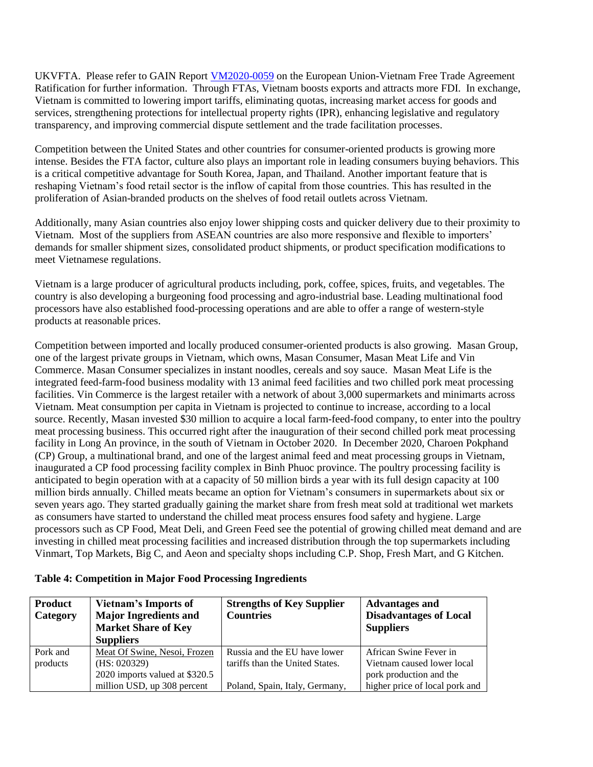UKVFTA. Please refer to GAIN Report [VM2020-0059](VM2020-0059) on the European Union-Vietnam Free Trade Agreement Ratification for further information. Through FTAs, Vietnam boosts exports and attracts more FDI. In exchange, Vietnam is committed to lowering import tariffs, eliminating quotas, increasing market access for goods and services, strengthening protections for intellectual property rights (IPR), enhancing legislative and regulatory transparency, and improving commercial dispute settlement and the trade facilitation processes.

Competition between the United States and other countries for consumer-oriented products is growing more intense. Besides the FTA factor, culture also plays an important role in leading consumers buying behaviors. This is a critical competitive advantage for South Korea, Japan, and Thailand. Another important feature that is reshaping Vietnam's food retail sector is the inflow of capital from those countries. This has resulted in the proliferation of Asian-branded products on the shelves of food retail outlets across Vietnam.

Additionally, many Asian countries also enjoy lower shipping costs and quicker delivery due to their proximity to Vietnam. Most of the suppliers from ASEAN countries are also more responsive and flexible to importers' demands for smaller shipment sizes, consolidated product shipments, or product specification modifications to meet Vietnamese regulations.

Vietnam is a large producer of agricultural products including, pork, coffee, spices, fruits, and vegetables. The country is also developing a burgeoning food processing and agro-industrial base. Leading multinational food processors have also established food-processing operations and are able to offer a range of western-style products at reasonable prices.

Competition between imported and locally produced consumer-oriented products is also growing. Masan Group, one of the largest private groups in Vietnam, which owns, Masan Consumer, Masan Meat Life and Vin Commerce. Masan Consumer specializes in instant noodles, cereals and soy sauce. Masan Meat Life is the integrated feed-farm-food business modality with 13 animal feed facilities and two chilled pork meat processing facilities. Vin Commerce is the largest retailer with a network of about 3,000 supermarkets and minimarts across Vietnam. Meat consumption per capita in Vietnam is projected to continue to increase, according to a local source. Recently, Masan invested $30 million to acquire a local farm-feed-food company, to enter into the poultry meat processing business. This occurred right after the inauguration of their second chilled pork meat processing facility in Long An province, in the south of Vietnam in October 2020. In December 2020, Charoen Pokphand (CP) Group, a multinational brand, and one of the largest animal feed and meat processing groups in Vietnam, inaugurated a CP food processing facility complex in Binh Phuoc province. The poultry processing facility is anticipated to begin operation with at a capacity of 50 million birds a year with its full design capacity at 100 million birds annually. Chilled meats became an option for Vietnam's consumers in supermarkets about six or seven years ago. They started gradually gaining the market share from fresh meat sold at traditional wet markets as consumers have started to understand the chilled meat process ensures food safety and hygiene. Large processors such as CP Food, Meat Deli, and Green Feed see the potential of growing chilled meat demand and are investing in chilled meat processing facilities and increased distribution through the top supermarkets including Vinmart, Top Markets, Big C, and Aeon and specialty shops including C.P. Shop, Fresh Mart, and G Kitchen.

**Table 4: Competition in Major Food Processing Ingredients**

| Product Category | Vietnam's Imports of Major Ingredients and Market Share of Key Suppliers | Strengths of Key Supplier Countries | Advantages and Disadvantages of Local Suppliers |
|---|---|---|---|
| Pork and products | Meat Of Swine, Nesoi, Frozen (HS: 020329) 2020 imports valued at $320.5 million USD, up 308 percent | Russia and the EU have lower tariffs than the United States. Poland, Spain, Italy, Germany, | African Swine Fever in Vietnam caused lower local pork production and the higher price of local pork and |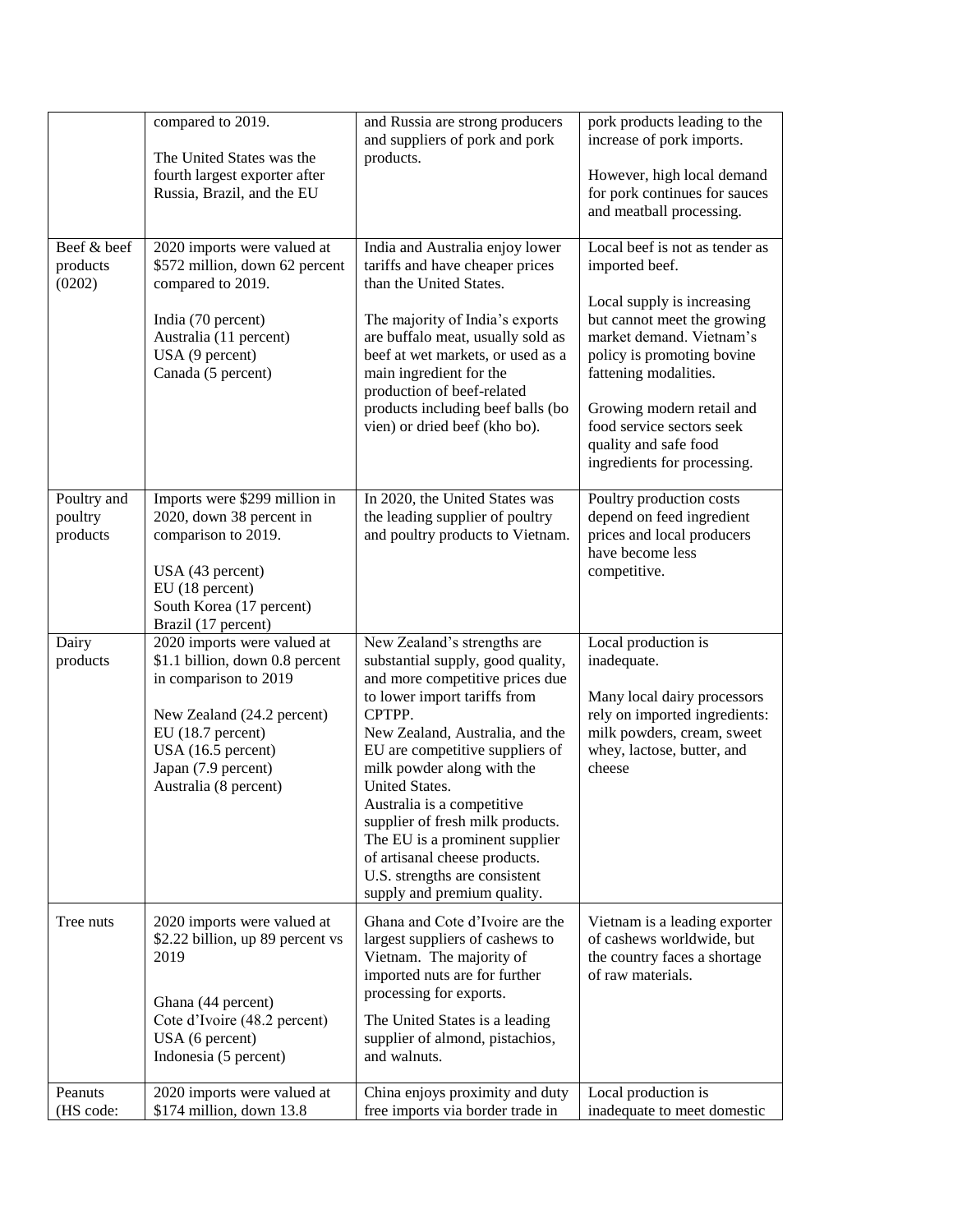| | compared to 2019.<br><br>The United States was the fourth largest exporter after Russia, Brazil, and the EU | and Russia are strong producers and suppliers of pork and pork products. | pork products leading to the increase of pork imports.<br><br>However, high local demand for pork continues for sauces and meatball processing. |
|---|---|---|---|
| Beef & beef products (0202) | 2020 imports were valued at $572 million, down 62 percent compared to 2019.<br><br>India (70 percent)<br>Australia (11 percent)<br>USA (9 percent)<br>Canada (5 percent) | India and Australia enjoy lower tariffs and have cheaper prices than the United States.<br><br>The majority of India's exports are buffalo meat, usually sold as beef at wet markets, or used as a main ingredient for the production of beef-related products including beef balls (bo vien) or dried beef (kho bo). | Local beef is not as tender as imported beef.<br><br>Local supply is increasing but cannot meet the growing market demand. Vietnam's policy is promoting bovine fattening modalities.<br><br>Growing modern retail and food service sectors seek quality and safe food ingredients for processing. |
| Poultry and poultry products | Imports were $299 million in 2020, down 38 percent in comparison to 2019.<br><br>USA (43 percent)<br>EU (18 percent)<br>South Korea (17 percent)<br>Brazil (17 percent) | In 2020, the United States was the leading supplier of poultry and poultry products to Vietnam. | Poultry production costs depend on feed ingredient prices and local producers have become less competitive. |
| Dairy products | 2020 imports were valued at $1.1 billion, down 0.8 percent in comparison to 2019<br><br>New Zealand (24.2 percent)<br>EU (18.7 percent)<br>USA (16.5 percent)<br>Japan (7.9 percent)<br>Australia (8 percent) | New Zealand's strengths are substantial supply, good quality, and more competitive prices due to lower import tariffs from CPTPP.<br>New Zealand, Australia, and the EU are competitive suppliers of milk powder along with the United States.<br>Australia is a competitive supplier of fresh milk products.<br>The EU is a prominent supplier of artisanal cheese products.<br>U.S. strengths are consistent supply and premium quality. | Local production is inadequate.<br><br>Many local dairy processors rely on imported ingredients: milk powders, cream, sweet whey, lactose, butter, and cheese |
| Tree nuts | 2020 imports were valued at $2.22 billion, up 89 percent vs 2019<br><br>Ghana (44 percent)<br>Cote d'Ivoire (48.2 percent)<br>USA (6 percent)<br>Indonesia (5 percent) | Ghana and Cote d'Ivoire are the largest suppliers of cashews to Vietnam. The majority of imported nuts are for further processing for exports.<br><br>The United States is a leading supplier of almond, pistachios, and walnuts. | Vietnam is a leading exporter of cashews worldwide, but the country faces a shortage of raw materials. |
| Peanuts (HS code: | 2020 imports were valued at $174 million, down 13.8 | China enjoys proximity and duty free imports via border trade in | Local production is inadequate to meet domestic |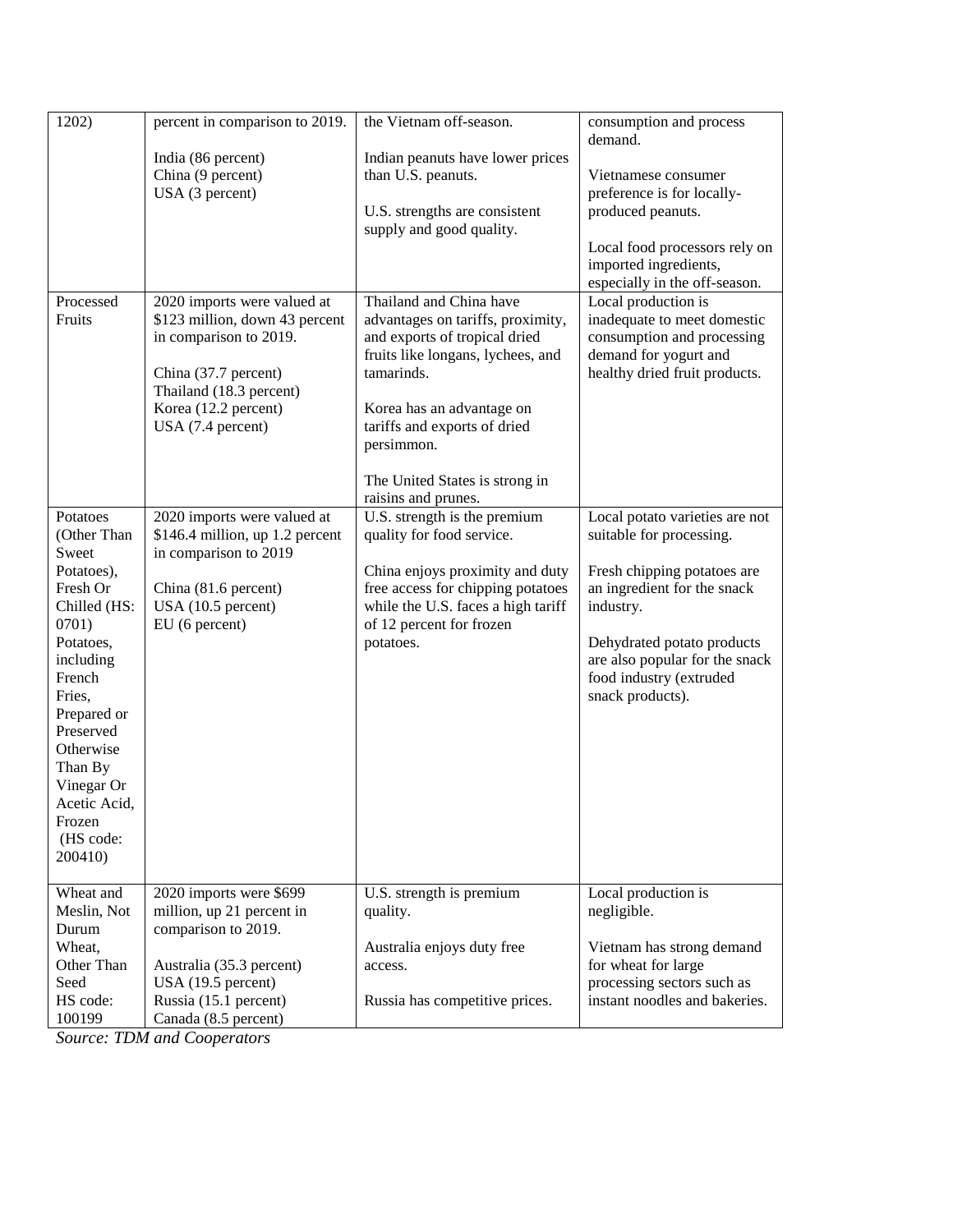| | | | |
|---|---|---|---|
| 1202) | percent in comparison to 2019.<br><br>India (86 percent)<br>China (9 percent)<br>USA (3 percent) | the Vietnam off-season.<br><br>Indian peanuts have lower prices than U.S. peanuts.<br><br>U.S. strengths are consistent supply and good quality. | consumption and process demand.<br><br>Vietnamese consumer preference is for locally-produced peanuts.<br><br>Local food processors rely on imported ingredients, especially in the off-season. |
| Processed Fruits | 2020 imports were valued at $123 million, down 43 percent in comparison to 2019.<br><br>China (37.7 percent)<br>Thailand (18.3 percent)<br>Korea (12.2 percent)<br>USA (7.4 percent) | Thailand and China have advantages on tariffs, proximity, and exports of tropical dried fruits like longans, lychees, and tamarinds.<br><br>Korea has an advantage on tariffs and exports of dried persimmon.<br><br>The United States is strong in raisins and prunes. | Local production is inadequate to meet domestic consumption and processing demand for yogurt and healthy dried fruit products. |
| Potatoes (Other Than Sweet Potatoes), Fresh Or Chilled (HS: 0701)<br>Potatoes, including French Fries, Prepared or Preserved Otherwise Than By Vinegar Or Acetic Acid, Frozen (HS code: 200410) | 2020 imports were valued at $146.4 million, up 1.2 percent in comparison to 2019<br><br>China (81.6 percent)<br>USA (10.5 percent)<br>EU (6 percent) | U.S. strength is the premium quality for food service.<br><br>China enjoys proximity and duty free access for chipping potatoes while the U.S. faces a high tariff of 12 percent for frozen potatoes. | Local potato varieties are not suitable for processing.<br><br>Fresh chipping potatoes are an ingredient for the snack industry.<br><br>Dehydrated potato products are also popular for the snack food industry (extruded snack products). |
| Wheat and Meslin, Not Durum Wheat, Other Than Seed HS code: 100199 | 2020 imports were $699 million, up 21 percent in comparison to 2019.<br><br>Australia (35.3 percent)<br>USA (19.5 percent)<br>Russia (15.1 percent)<br>Canada (8.5 percent) | U.S. strength is premium quality.<br><br>Australia enjoys duty free access.<br><br>Russia has competitive prices. | Local production is negligible.<br><br>Vietnam has strong demand for wheat for large processing sectors such as instant noodles and bakeries. |

*Source: TDM and Cooperators*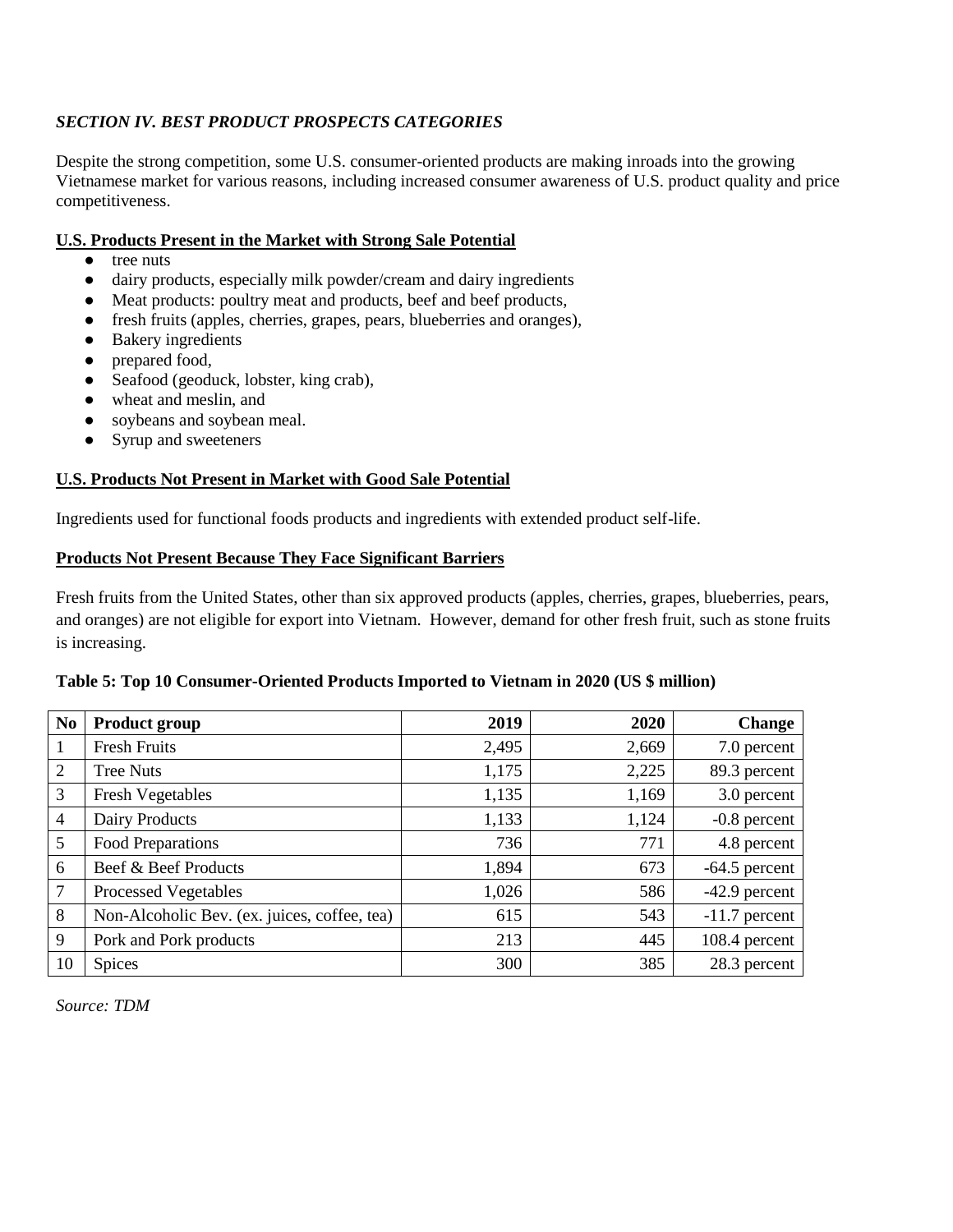## *SECTION IV. BEST PRODUCT PROSPECTS CATEGORIES*

Despite the strong competition, some U.S. consumer-oriented products are making inroads into the growing Vietnamese market for various reasons, including increased consumer awareness of U.S. product quality and price competitiveness.

**U.S. Products Present in the Market with Strong Sale Potential**

- tree nuts
- dairy products, especially milk powder/cream and dairy ingredients
- Meat products: poultry meat and products, beef and beef products,
- fresh fruits (apples, cherries, grapes, pears, blueberries and oranges),
- Bakery ingredients
- prepared food,
- Seafood (geoduck, lobster, king crab),
- wheat and meslin, and
- soybeans and soybean meal.
- Syrup and sweeteners

**U.S. Products Not Present in Market with Good Sale Potential**

Ingredients used for functional foods products and ingredients with extended product self-life.

**Products Not Present Because They Face Significant Barriers**

Fresh fruits from the United States, other than six approved products (apples, cherries, grapes, blueberries, pears, and oranges) are not eligible for export into Vietnam. However, demand for other fresh fruit, such as stone fruits is increasing.

**Table 5: Top 10 Consumer-Oriented Products Imported to Vietnam in 2020 (US $ million)**

| No | Product group | 2019 | 2020 | Change |
|---|---|---|---|---|
| 1 | Fresh Fruits | 2,495 | 2,669 | 7.0 percent |
| 2 | Tree Nuts | 1,175 | 2,225 | 89.3 percent |
| 3 | Fresh Vegetables | 1,135 | 1,169 | 3.0 percent |
| 4 | Dairy Products | 1,133 | 1,124 | -0.8 percent |
| 5 | Food Preparations | 736 | 771 | 4.8 percent |
| 6 | Beef & Beef Products | 1,894 | 673 | -64.5 percent |
| 7 | Processed Vegetables | 1,026 | 586 | -42.9 percent |
| 8 | Non-Alcoholic Bev. (ex. juices, coffee, tea) | 615 | 543 | -11.7 percent |
| 9 | Pork and Pork products | 213 | 445 | 108.4 percent |
| 10 | Spices | 300 | 385 | 28.3 percent |

*Source: TDM*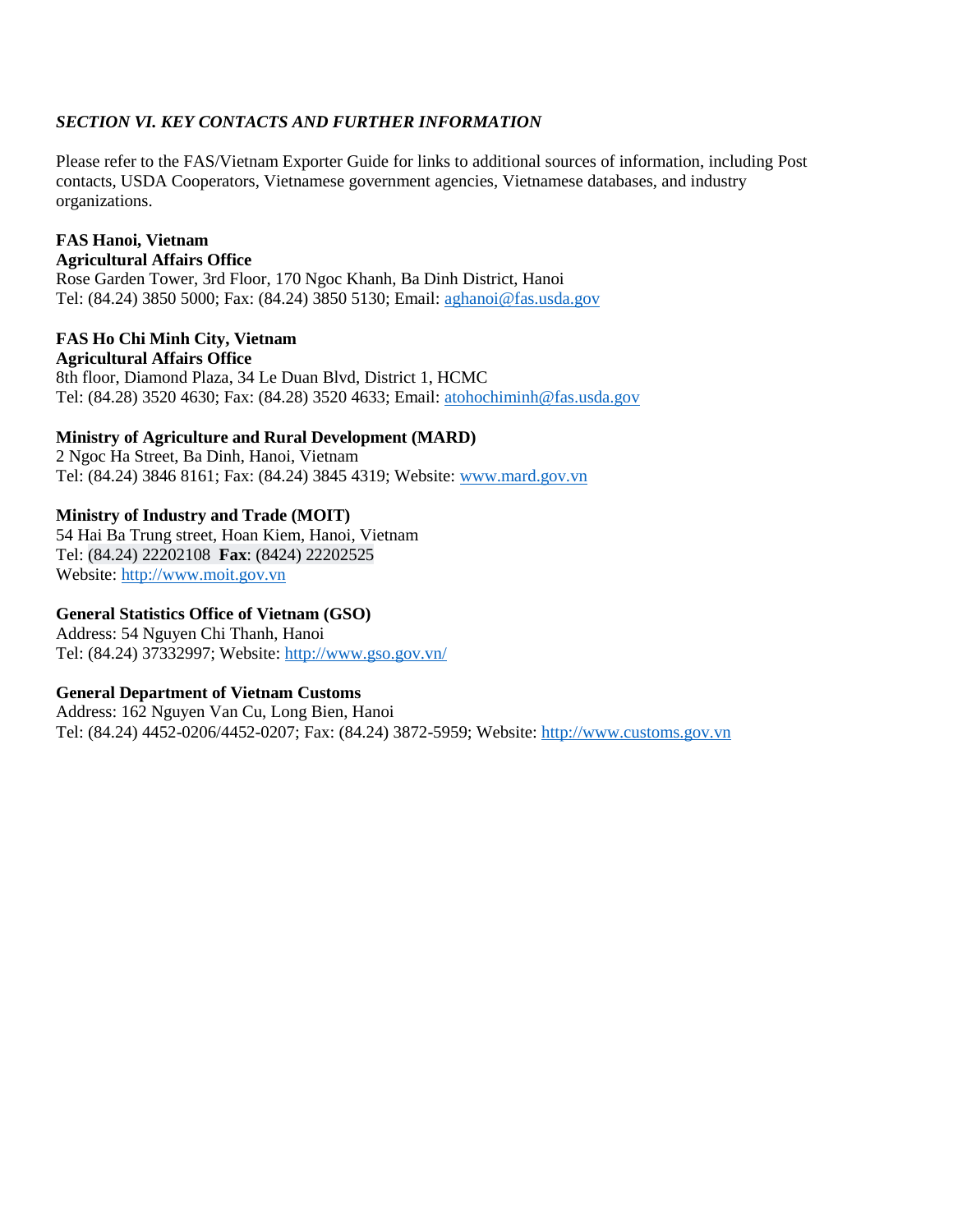## *SECTION VI. KEY CONTACTS AND FURTHER INFORMATION*

Please refer to the FAS/Vietnam Exporter Guide for links to additional sources of information, including Post contacts, USDA Cooperators, Vietnamese government agencies, Vietnamese databases, and industry organizations.

**FAS Hanoi, Vietnam**
**Agricultural Affairs Office**
Rose Garden Tower, 3rd Floor, 170 Ngoc Khanh, Ba Dinh District, Hanoi
Tel: (84.24) 3850 5000; Fax: (84.24) 3850 5130; Email: aghanoi@fas.usda.gov

**FAS Ho Chi Minh City, Vietnam**
**Agricultural Affairs Office**
8th floor, Diamond Plaza, 34 Le Duan Blvd, District 1, HCMC
Tel: (84.28) 3520 4630; Fax: (84.28) 3520 4633; Email: atohochiminh@fas.usda.gov

**Ministry of Agriculture and Rural Development (MARD)**
2 Ngoc Ha Street, Ba Dinh, Hanoi, Vietnam
Tel: (84.24) 3846 8161; Fax: (84.24) 3845 4319; Website: www.mard.gov.vn

**Ministry of Industry and Trade (MOIT)**
54 Hai Ba Trung street, Hoan Kiem, Hanoi, Vietnam
Tel: (84.24) 22202108 **Fax**: (8424) 22202525
Website: http://www.moit.gov.vn

**General Statistics Office of Vietnam (GSO)**
Address: 54 Nguyen Chi Thanh, Hanoi
Tel: (84.24) 37332997; Website: http://www.gso.gov.vn/

**General Department of Vietnam Customs**
Address: 162 Nguyen Van Cu, Long Bien, Hanoi
Tel: (84.24) 4452-0206/4452-0207; Fax: (84.24) 3872-5959; Website: http://www.customs.gov.vn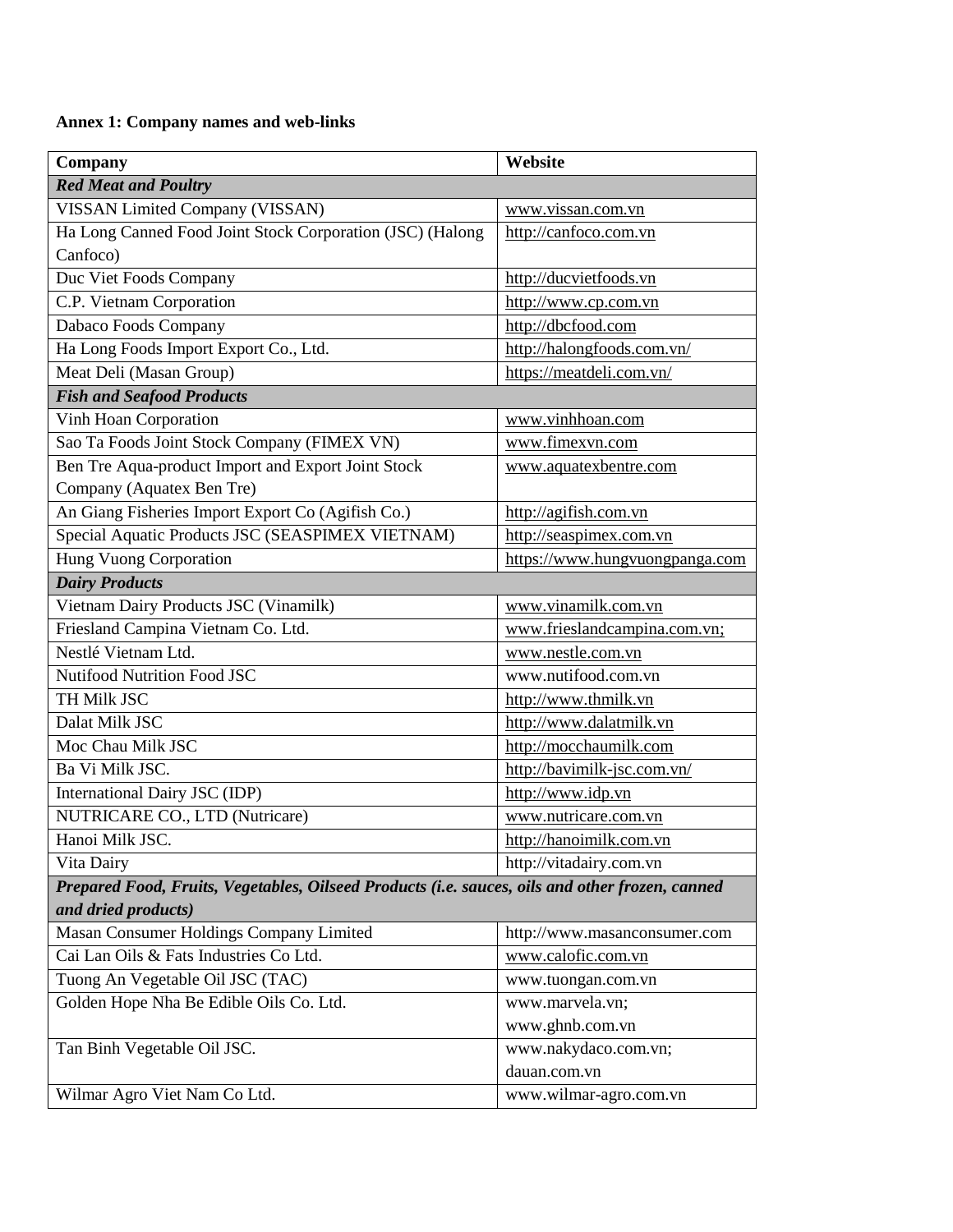**Annex 1: Company names and web-links**

| Company | Website |
|---|---|
| ***Red Meat and Poultry*** | |
| VISSAN Limited Company (VISSAN) | www.vissan.com.vn |
| Ha Long Canned Food Joint Stock Corporation (JSC) (Halong Canfoco) | http://canfoco.com.vn |
| Duc Viet Foods Company | http://ducvietfoods.vn |
| C.P. Vietnam Corporation | http://www.cp.com.vn |
| Dabaco Foods Company | http://dbcfood.com |
| Ha Long Foods Import Export Co., Ltd. | http://halongfoods.com.vn/ |
| Meat Deli (Masan Group) | https://meatdeli.com.vn/ |
| ***Fish and Seafood Products*** | |
| Vinh Hoan Corporation | www.vinhhoan.com |
| Sao Ta Foods Joint Stock Company (FIMEX VN) | www.fimexvn.com |
| Ben Tre Aqua-product Import and Export Joint Stock Company (Aquatex Ben Tre) | www.aquatexbentre.com |
| An Giang Fisheries Import Export Co (Agifish Co.) | http://agifish.com.vn |
| Special Aquatic Products JSC (SEASPIMEX VIETNAM) | http://seaspimex.com.vn |
| Hung Vuong Corporation | https://www.hungvuongpanga.com |
| ***Dairy Products*** | |
| Vietnam Dairy Products JSC (Vinamilk) | www.vinamilk.com.vn |
| Friesland Campina Vietnam Co. Ltd. | www.frieslandcampina.com.vn; |
| Nestlé Vietnam Ltd. | www.nestle.com.vn |
| Nutifood Nutrition Food JSC | www.nutifood.com.vn |
| TH Milk JSC | http://www.thmilk.vn |
| Dalat Milk JSC | http://www.dalatmilk.vn |
| Moc Chau Milk JSC | http://mocchaumilk.com |
| Ba Vi Milk JSC. | http://bavimilk-jsc.com.vn/ |
| International Dairy JSC (IDP) | http://www.idp.vn |
| NUTRICARE CO., LTD (Nutricare) | www.nutricare.com.vn |
| Hanoi Milk JSC. | http://hanoimilk.com.vn |
| Vita Dairy | http://vitadairy.com.vn |
| ***Prepared Food, Fruits, Vegetables, Oilseed Products (i.e. sauces, oils and other frozen, canned and dried products)*** | |
| Masan Consumer Holdings Company Limited | http://www.masanconsumer.com |
| Cai Lan Oils & Fats Industries Co Ltd. | www.calofic.com.vn |
| Tuong An Vegetable Oil JSC (TAC) | www.tuongan.com.vn |
| Golden Hope Nha Be Edible Oils Co. Ltd. | www.marvela.vn; www.ghnb.com.vn |
| Tan Binh Vegetable Oil JSC. | www.nakydaco.com.vn; dauan.com.vn |
| Wilmar Agro Viet Nam Co Ltd. | www.wilmar-agro.com.vn |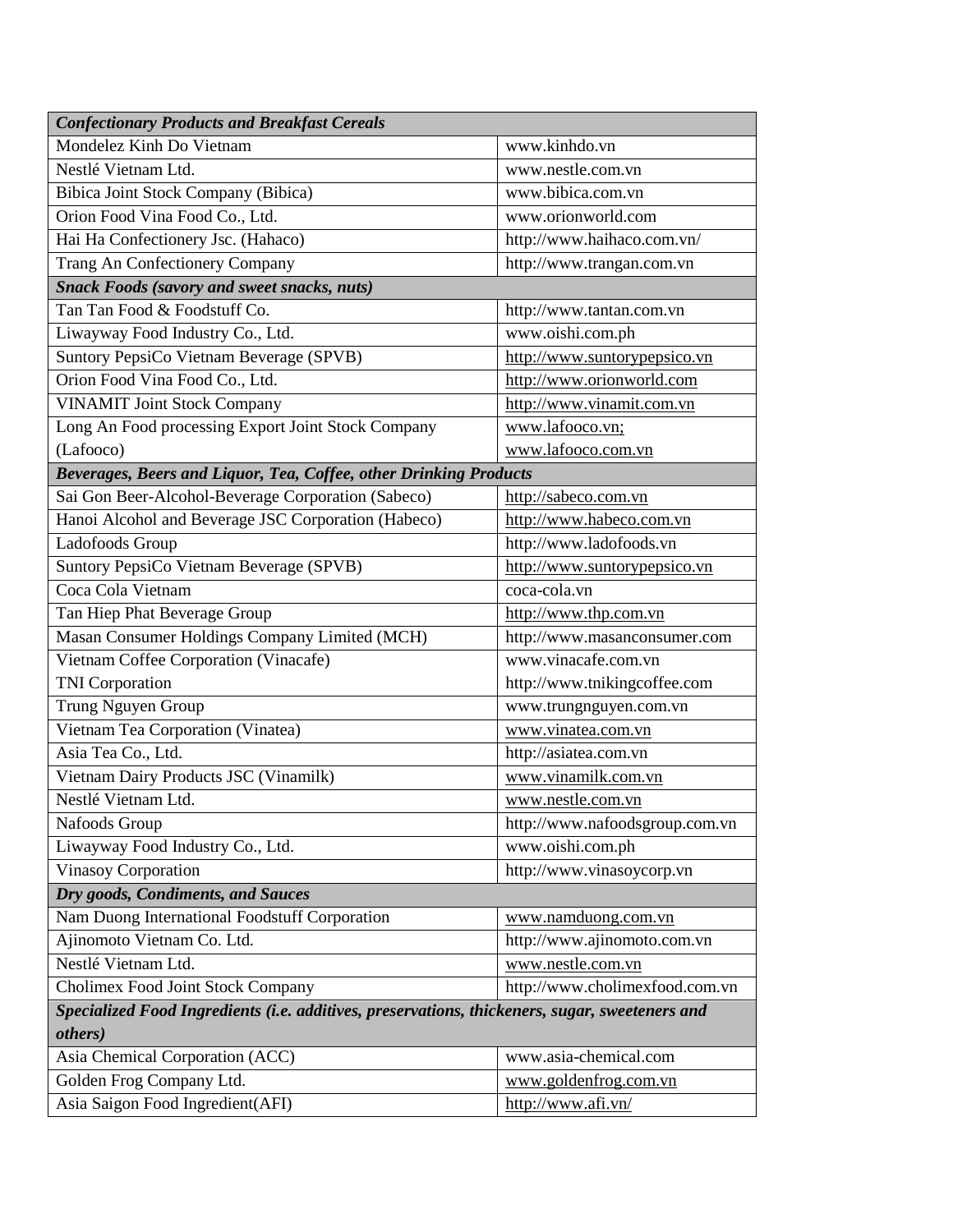| *Confectionary Products and Breakfast Cereals* | |
|---|---|
| Mondelez Kinh Do Vietnam | www.kinhdo.vn |
| Nestlé Vietnam Ltd. | www.nestle.com.vn |
| Bibica Joint Stock Company (Bibica) | www.bibica.com.vn |
| Orion Food Vina Food Co., Ltd. | www.orionworld.com |
| Hai Ha Confectionery Jsc. (Hahaco) | http://www.haihaco.com.vn/ |
| Trang An Confectionery Company | http://www.trangan.com.vn |
| ***Snack Foods (savory and sweet snacks, nuts)*** | |
| Tan Tan Food & Foodstuff Co. | http://www.tantan.com.vn |
| Liwayway Food Industry Co., Ltd. | www.oishi.com.ph |
| Suntory PepsiCo Vietnam Beverage (SPVB) | http://www.suntorypepsico.vn |
| Orion Food Vina Food Co., Ltd. | http://www.orionworld.com |
| VINAMIT Joint Stock Company | http://www.vinamit.com.vn |
| Long An Food processing Export Joint Stock Company (Lafooco) | www.lafooco.vn; www.lafooco.com.vn |
| ***Beverages, Beers and Liquor, Tea, Coffee, other Drinking Products*** | |
| Sai Gon Beer-Alcohol-Beverage Corporation (Sabeco) | http://sabeco.com.vn |
| Hanoi Alcohol and Beverage JSC Corporation (Habeco) | http://www.habeco.com.vn |
| Ladofoods Group | http://www.ladofoods.vn |
| Suntory PepsiCo Vietnam Beverage (SPVB) | http://www.suntorypepsico.vn |
| Coca Cola Vietnam | coca-cola.vn |
| Tan Hiep Phat Beverage Group | http://www.thp.com.vn |
| Masan Consumer Holdings Company Limited (MCH) | http://www.masanconsumer.com |
| Vietnam Coffee Corporation (Vinacafe) | www.vinacafe.com.vn |
| TNI Corporation | http://www.tnikingcoffee.com |
| Trung Nguyen Group | www.trungnguyen.com.vn |
| Vietnam Tea Corporation (Vinatea) | www.vinatea.com.vn |
| Asia Tea Co., Ltd. | http://asiatea.com.vn |
| Vietnam Dairy Products JSC (Vinamilk) | www.vinamilk.com.vn |
| Nestlé Vietnam Ltd. | www.nestle.com.vn |
| Nafoods Group | http://www.nafoodsgroup.com.vn |
| Liwayway Food Industry Co., Ltd. | www.oishi.com.ph |
| Vinasoy Corporation | http://www.vinasoycorp.vn |
| ***Dry goods, Condiments, and Sauces*** | |
| Nam Duong International Foodstuff Corporation | www.namduong.com.vn |
| Ajinomoto Vietnam Co. Ltd. | http://www.ajinomoto.com.vn |
| Nestlé Vietnam Ltd. | www.nestle.com.vn |
| Cholimex Food Joint Stock Company | http://www.cholimexfood.com.vn |
| ***Specialized Food Ingredients (i.e. additives, preservations, thickeners, sugar, sweeteners and others)*** | |
| Asia Chemical Corporation (ACC) | www.asia-chemical.com |
| Golden Frog Company Ltd. | www.goldenfrog.com.vn |
| Asia Saigon Food Ingredient(AFI) | http://www.afi.vn/ |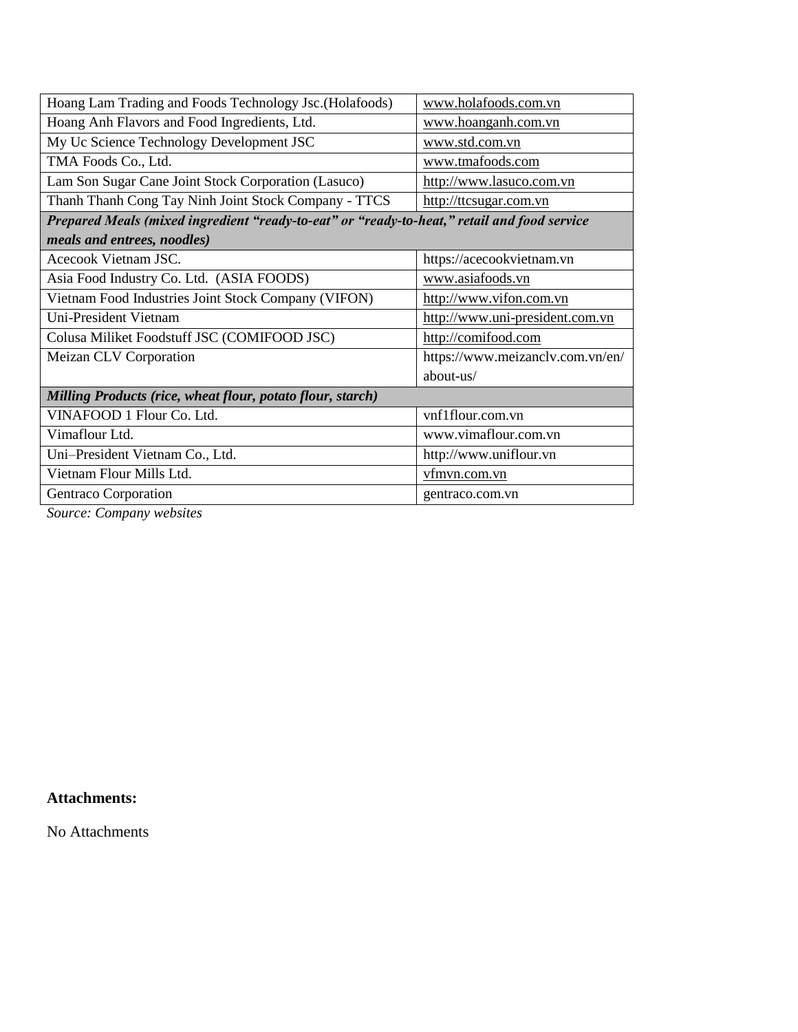| | |
|---|---|
| Hoang Lam Trading and Foods Technology Jsc.(Holafoods) | www.holafoods.com.vn |
| Hoang Anh Flavors and Food Ingredients, Ltd. | www.hoanganh.com.vn |
| My Uc Science Technology Development JSC | www.std.com.vn |
| TMA Foods Co., Ltd. | www.tmafoods.com |
| Lam Son Sugar Cane Joint Stock Corporation (Lasuco) | http://www.lasuco.com.vn |
| Thanh Thanh Cong Tay Ninh Joint Stock Company - TTCS | http://ttcsugar.com.vn |
| ***Prepared Meals (mixed ingredient "ready-to-eat" or "ready-to-heat," retail and food service meals and entrees, noodles)*** | |
| Acecook Vietnam JSC. | https://acecookvietnam.vn |
| Asia Food Industry Co. Ltd. (ASIA FOODS) | www.asiafoods.vn |
| Vietnam Food Industries Joint Stock Company (VIFON) | http://www.vifon.com.vn |
| Uni-President Vietnam | http://www.uni-president.com.vn |
| Colusa Miliket Foodstuff JSC (COMIFOOD JSC) | http://comifood.com |
| Meizan CLV Corporation | https://www.meizanclv.com.vn/en/about-us/ |
| ***Milling Products (rice, wheat flour, potato flour, starch)*** | |
| VINAFOOD 1 Flour Co. Ltd. | vnf1flour.com.vn |
| Vimaflour Ltd. | www.vimaflour.com.vn |
| Uni–President Vietnam Co., Ltd. | http://www.uniflour.vn |
| Vietnam Flour Mills Ltd. | vfmvn.com.vn |
| Gentraco Corporation | gentraco.com.vn |

*Source: Company websites*

**Attachments:**

No Attachments